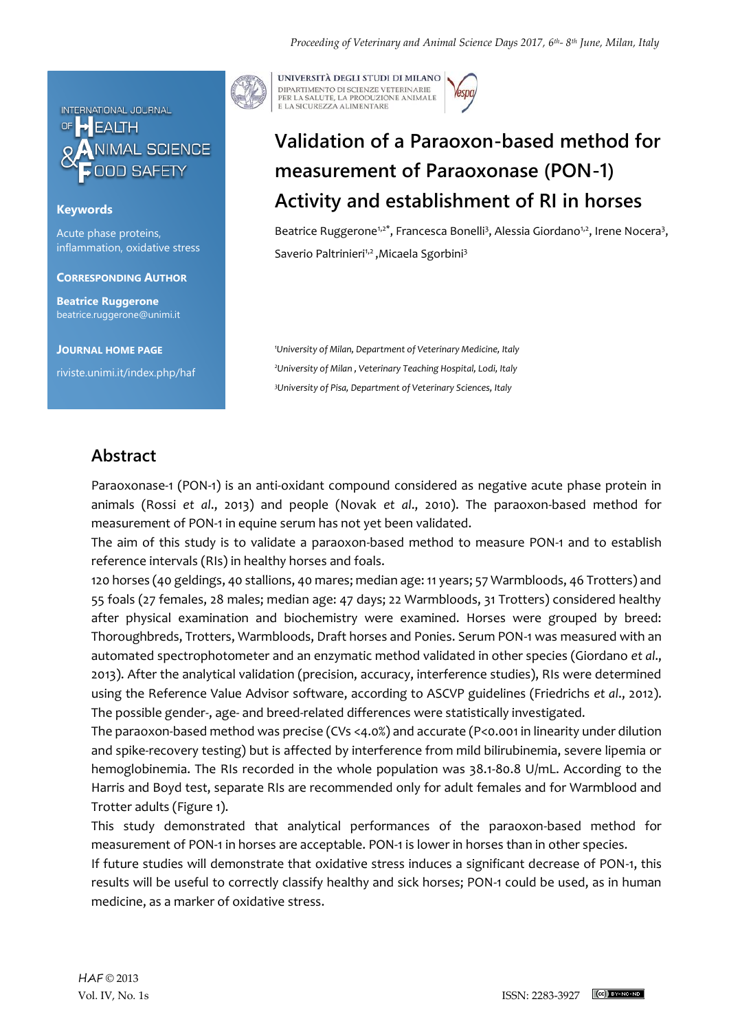INTERNATIONAL JOURNAL OF HEALTH & ANIMAL SCIENCE FOOD SAFETY

**Keywords**

Acute phase proteins, inflammation, oxidative stress

**CORRESPONDING AUTHOR**

**Beatrice Ruggerone**
beatrice.ruggerone@unimi.it

**JOURNAL HOME PAGE**

riviste.unimi.it/index.php/haf

UNIVERSITÀ DEGLI STUDI DI MILANO
DIPARTIMENTO DI SCIENZE VETERINARIE PER LA SALUTE, LA PRODUZIONE ANIMALE E LA SICUREZZA ALIMENTARE

# Validation of a Paraoxon-based method for measurement of Paraoxonase (PON-1) Activity and establishment of RI in horses

Beatrice Ruggerone[1,2*], Francesca Bonelli[3], Alessia Giordano[1,2], Irene Nocera[3], Saverio Paltrinieri[1,2], Micaela Sgorbini[3]

[1]*University of Milan, Department of Veterinary Medicine, Italy*
[2]*University of Milan , Veterinary Teaching Hospital, Lodi, Italy*
[3]*University of Pisa, Department of Veterinary Sciences, Italy*

## Abstract

Paraoxonase-1 (PON-1) is an anti-oxidant compound considered as negative acute phase protein in animals (Rossi *et al*., 2013) and people (Novak *et al*., 2010). The paraoxon-based method for measurement of PON-1 in equine serum has not yet been validated.

The aim of this study is to validate a paraoxon-based method to measure PON-1 and to establish reference intervals (RIs) in healthy horses and foals.

120 horses (40 geldings, 40 stallions, 40 mares; median age: 11 years; 57 Warmbloods, 46 Trotters) and 55 foals (27 females, 28 males; median age: 47 days; 22 Warmbloods, 31 Trotters) considered healthy after physical examination and biochemistry were examined. Horses were grouped by breed: Thoroughbreds, Trotters, Warmbloods, Draft horses and Ponies. Serum PON-1 was measured with an automated spectrophotometer and an enzymatic method validated in other species (Giordano *et al*., 2013). After the analytical validation (precision, accuracy, interference studies), RIs were determined using the Reference Value Advisor software, according to ASCVP guidelines (Friedrichs *et al*., 2012). The possible gender-, age- and breed-related differences were statistically investigated.

The paraoxon-based method was precise (CVs <4.0%) and accurate ($P<0.001$ in linearity under dilution and spike-recovery testing) but is affected by interference from mild bilirubinemia, severe lipemia or hemoglobinemia. The RIs recorded in the whole population was 38.1-80.8 U/mL. According to the Harris and Boyd test, separate RIs are recommended only for adult females and for Warmblood and Trotter adults (Figure 1).

This study demonstrated that analytical performances of the paraoxon-based method for measurement of PON-1 in horses are acceptable. PON-1 is lower in horses than in other species.

If future studies will demonstrate that oxidative stress induces a significant decrease of PON-1, this results will be useful to correctly classify healthy and sick horses; PON-1 could be used, as in human medicine, as a marker of oxidative stress.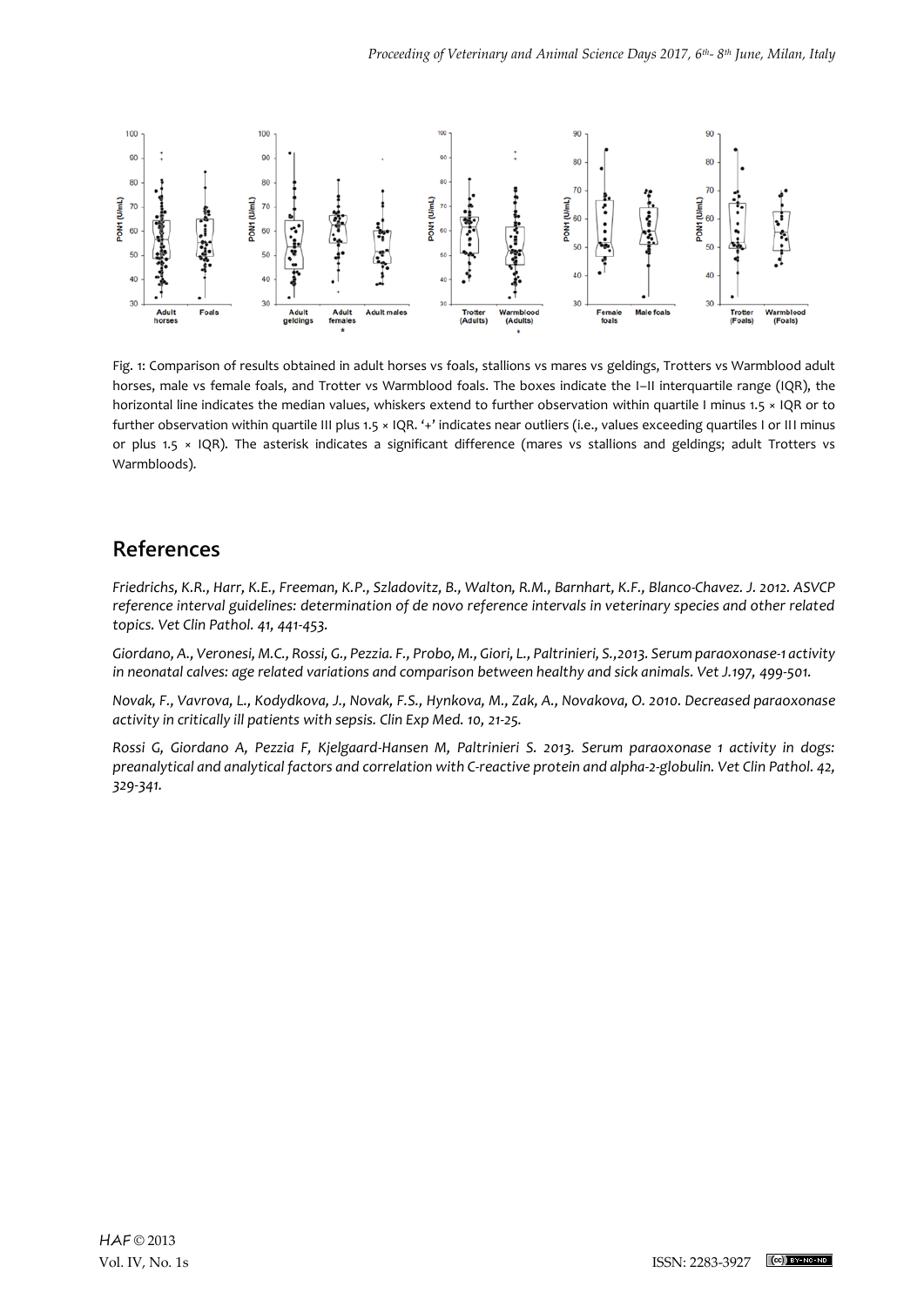PON1 (U/mL)

100
90
80
70
60
50
40
30

Adult horses
Foals

Adult geldings
Adult females
*
Adult males

Trotter (Adults)
Warmblood (Adults)
*

Female foals
Male foals

Trotter (Foals)
Warmblood (Foals)

Fig. 1: Comparison of results obtained in adult horses vs foals, stallions vs mares vs geldings, Trotters vs Warmblood adult horses, male vs female foals, and Trotter vs Warmblood foals. The boxes indicate the I–II interquartile range (IQR), the horizontal line indicates the median values, whiskers extend to further observation within quartile I minus 1.5 × IQR or to further observation within quartile III plus 1.5 × IQR. '+' indicates near outliers (i.e., values exceeding quartiles I or III minus or plus 1.5 × IQR). The asterisk indicates a significant difference (mares vs stallions and geldings; adult Trotters vs Warmbloods).

## References

*Friedrichs, K.R., Harr, K.E., Freeman, K.P., Szladovitz, B., Walton, R.M., Barnhart, K.F., Blanco-Chavez. J. 2012. ASVCP reference interval guidelines: determination of de novo reference intervals in veterinary species and other related topics. Vet Clin Pathol. 41, 441-453.*

*Giordano, A., Veronesi, M.C., Rossi, G., Pezzia. F., Probo, M., Giori, L., Paltrinieri, S.,2013. Serum paraoxonase-1 activity in neonatal calves: age related variations and comparison between healthy and sick animals. Vet J.197, 499-501.*

*Novak, F., Vavrova, L., Kodydkova, J., Novak, F.S., Hynkova, M., Zak, A., Novakova, O. 2010. Decreased paraoxonase activity in critically ill patients with sepsis. Clin Exp Med. 10, 21-25.*

*Rossi G, Giordano A, Pezzia F, Kjelgaard-Hansen M, Paltrinieri S. 2013. Serum paraoxonase 1 activity in dogs: preanalytical and analytical factors and correlation with C-reactive protein and alpha-2-globulin. Vet Clin Pathol. 42, 329-341.*